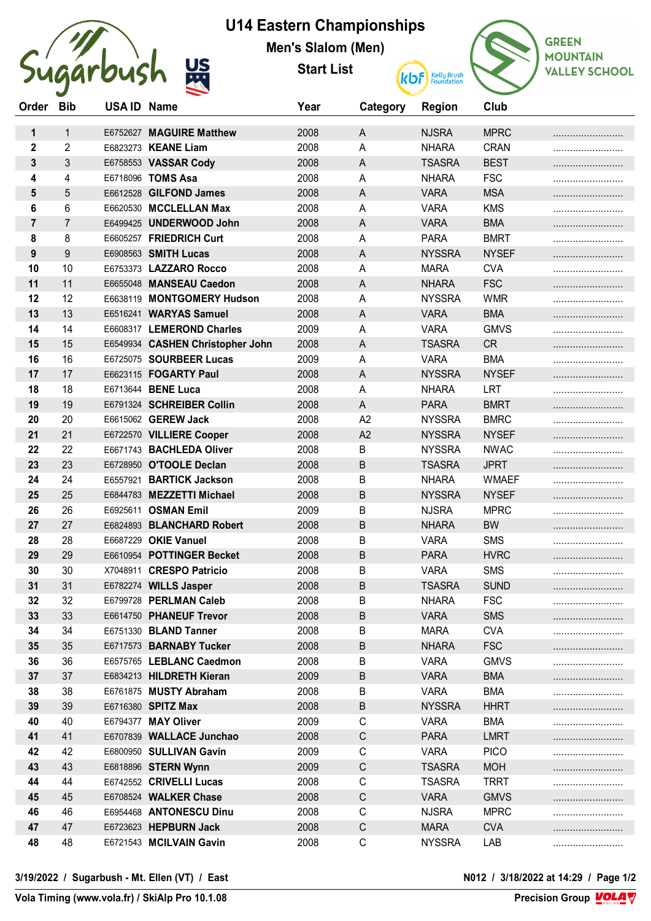# U14 Eastern Championships

## Men's Slalom (Men)

## Start List

Sugarbush — US — kbf Kelly Brush Foundation — GREEN MOUNTAIN VALLEY SCHOOL

| Order | Bib | USA ID | Name | Year | Category | Region | Club | |
|---|---|---|---|---|---|---|---|---|
| 1 | 1 | E6752627 | **MAGUIRE Matthew** | 2008 | A | NJSRA | MPRC | ......................... |
| 2 | 2 | E6823273 | **KEANE Liam** | 2008 | A | NHARA | CRAN | ......................... |
| 3 | 3 | E6758553 | **VASSAR Cody** | 2008 | A | TSASRA | BEST | ......................... |
| 4 | 4 | E6718096 | **TOMS Asa** | 2008 | A | NHARA | FSC | ......................... |
| 5 | 5 | E6612528 | **GILFOND James** | 2008 | A | VARA | MSA | ......................... |
| 6 | 6 | E6620530 | **MCCLELLAN Max** | 2008 | A | VARA | KMS | ......................... |
| 7 | 7 | E6499425 | **UNDERWOOD John** | 2008 | A | VARA | BMA | ......................... |
| 8 | 8 | E6605257 | **FRIEDRICH Curt** | 2008 | A | PARA | BMRT | ......................... |
| 9 | 9 | E6908563 | **SMITH Lucas** | 2008 | A | NYSSRA | NYSEF | ......................... |
| 10 | 10 | E6753373 | **LAZZARO Rocco** | 2008 | A | MARA | CVA | ......................... |
| 11 | 11 | E6655048 | **MANSEAU Caedon** | 2008 | A | NHARA | FSC | ......................... |
| 12 | 12 | E6638119 | **MONTGOMERY Hudson** | 2008 | A | NYSSRA | WMR | ......................... |
| 13 | 13 | E6516241 | **WARYAS Samuel** | 2008 | A | VARA | BMA | ......................... |
| 14 | 14 | E6608317 | **LEMEROND Charles** | 2009 | A | VARA | GMVS | ......................... |
| 15 | 15 | E6549934 | **CASHEN Christopher John** | 2008 | A | TSASRA | CR | ......................... |
| 16 | 16 | E6725075 | **SOURBEER Lucas** | 2009 | A | VARA | BMA | ......................... |
| 17 | 17 | E6623115 | **FOGARTY Paul** | 2008 | A | NYSSRA | NYSEF | ......................... |
| 18 | 18 | E6713644 | **BENE Luca** | 2008 | A | NHARA | LRT | ......................... |
| 19 | 19 | E6791324 | **SCHREIBER Collin** | 2008 | A | PARA | BMRT | ......................... |
| 20 | 20 | E6615062 | **GEREW Jack** | 2008 | A2 | NYSSRA | BMRC | ......................... |
| 21 | 21 | E6722570 | **VILLIERE Cooper** | 2008 | A2 | NYSSRA | NYSEF | ......................... |
| 22 | 22 | E6671743 | **BACHLEDA Oliver** | 2008 | B | NYSSRA | NWAC | ......................... |
| 23 | 23 | E6728950 | **O'TOOLE Declan** | 2008 | B | TSASRA | JPRT | ......................... |
| 24 | 24 | E6557921 | **BARTICK Jackson** | 2008 | B | NHARA | WMAEF | ......................... |
| 25 | 25 | E6844783 | **MEZZETTI Michael** | 2008 | B | NYSSRA | NYSEF | ......................... |
| 26 | 26 | E6925611 | **OSMAN Emil** | 2009 | B | NJSRA | MPRC | ......................... |
| 27 | 27 | E6824893 | **BLANCHARD Robert** | 2008 | B | NHARA | BW | ......................... |
| 28 | 28 | E6687229 | **OKIE Vanuel** | 2008 | B | VARA | SMS | ......................... |
| 29 | 29 | E6610954 | **POTTINGER Becket** | 2008 | B | PARA | HVRC | ......................... |
| 30 | 30 | X7048911 | **CRESPO Patricio** | 2008 | B | VARA | SMS | ......................... |
| 31 | 31 | E6782274 | **WILLS Jasper** | 2008 | B | TSASRA | SUND | ......................... |
| 32 | 32 | E6799728 | **PERLMAN Caleb** | 2008 | B | NHARA | FSC | ......................... |
| 33 | 33 | E6614750 | **PHANEUF Trevor** | 2008 | B | VARA | SMS | ......................... |
| 34 | 34 | E6751330 | **BLAND Tanner** | 2008 | B | MARA | CVA | ......................... |
| 35 | 35 | E6717573 | **BARNABY Tucker** | 2008 | B | NHARA | FSC | ......................... |
| 36 | 36 | E6575765 | **LEBLANC Caedmon** | 2008 | B | VARA | GMVS | ......................... |
| 37 | 37 | E6834213 | **HILDRETH Kieran** | 2009 | B | VARA | BMA | ......................... |
| 38 | 38 | E6761875 | **MUSTY Abraham** | 2008 | B | VARA | BMA | ......................... |
| 39 | 39 | E6716380 | **SPITZ Max** | 2008 | B | NYSSRA | HHRT | ......................... |
| 40 | 40 | E6794377 | **MAY Oliver** | 2009 | C | VARA | BMA | ......................... |
| 41 | 41 | E6707839 | **WALLACE Junchao** | 2008 | C | PARA | LMRT | ......................... |
| 42 | 42 | E6800950 | **SULLIVAN Gavin** | 2009 | C | VARA | PICO | ......................... |
| 43 | 43 | E6818896 | **STERN Wynn** | 2009 | C | TSASRA | MOH | ......................... |
| 44 | 44 | E6742552 | **CRIVELLI Lucas** | 2008 | C | TSASRA | TRRT | ......................... |
| 45 | 45 | E6708524 | **WALKER Chase** | 2008 | C | VARA | GMVS | ......................... |
| 46 | 46 | E6954468 | **ANTONESCU Dinu** | 2008 | C | NJSRA | MPRC | ......................... |
| 47 | 47 | E6723623 | **HEPBURN Jack** | 2008 | C | MARA | CVA | ......................... |
| 48 | 48 | E6721543 | **MCILVAIN Gavin** | 2008 | C | NYSSRA | LAB | ......................... |

**3/19/2022 / Sugarbush - Mt. Ellen (VT) / East** — **N012 / 3/18/2022 at 14:29**

**Vola Timing (www.vola.fr) / SkiAlp Pro 10.1.08** — **Precision Group VOLA**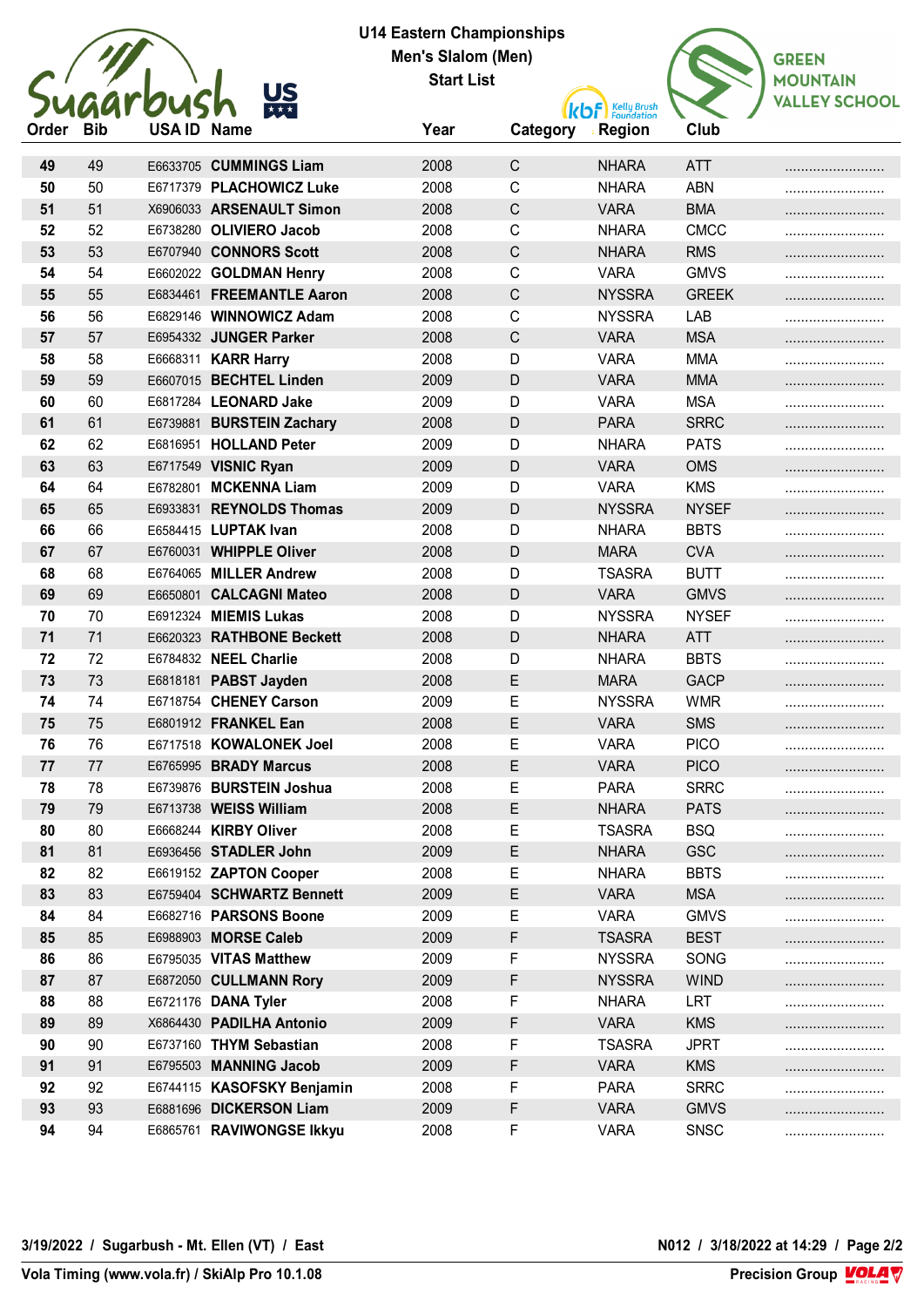**U14 Eastern Championships**
**Men's Slalom (Men)**
**Start List**

GREEN MOUNTAIN VALLEY SCHOOL

| Order | Bib | USA ID | Name | Year | Category | Region | Club | |
|---|---|---|---|---|---|---|---|---|
| **49** | 49 | E6633705 | **CUMMINGS Liam** | 2008 | C | NHARA | ATT | ......................... |
| **50** | 50 | E6717379 | **PLACHOWICZ Luke** | 2008 | C | NHARA | ABN | ......................... |
| **51** | 51 | X6906033 | **ARSENAULT Simon** | 2008 | C | VARA | BMA | ......................... |
| **52** | 52 | E6738280 | **OLIVIERO Jacob** | 2008 | C | NHARA | CMCC | ......................... |
| **53** | 53 | E6707940 | **CONNORS Scott** | 2008 | C | NHARA | RMS | ......................... |
| **54** | 54 | E6602022 | **GOLDMAN Henry** | 2008 | C | VARA | GMVS | ......................... |
| **55** | 55 | E6834461 | **FREEMANTLE Aaron** | 2008 | C | NYSSRA | GREEK | ......................... |
| **56** | 56 | E6829146 | **WINNOWICZ Adam** | 2008 | C | NYSSRA | LAB | ......................... |
| **57** | 57 | E6954332 | **JUNGER Parker** | 2008 | C | VARA | MSA | ......................... |
| **58** | 58 | E6668311 | **KARR Harry** | 2008 | D | VARA | MMA | ......................... |
| **59** | 59 | E6607015 | **BECHTEL Linden** | 2009 | D | VARA | MMA | ......................... |
| **60** | 60 | E6817284 | **LEONARD Jake** | 2009 | D | VARA | MSA | ......................... |
| **61** | 61 | E6739881 | **BURSTEIN Zachary** | 2008 | D | PARA | SRRC | ......................... |
| **62** | 62 | E6816951 | **HOLLAND Peter** | 2009 | D | NHARA | PATS | ......................... |
| **63** | 63 | E6717549 | **VISNIC Ryan** | 2009 | D | VARA | OMS | ......................... |
| **64** | 64 | E6782801 | **MCKENNA Liam** | 2009 | D | VARA | KMS | ......................... |
| **65** | 65 | E6933831 | **REYNOLDS Thomas** | 2009 | D | NYSSRA | NYSEF | ......................... |
| **66** | 66 | E6584415 | **LUPTAK Ivan** | 2008 | D | NHARA | BBTS | ......................... |
| **67** | 67 | E6760031 | **WHIPPLE Oliver** | 2008 | D | MARA | CVA | ......................... |
| **68** | 68 | E6764065 | **MILLER Andrew** | 2008 | D | TSASRA | BUTT | ......................... |
| **69** | 69 | E6650801 | **CALCAGNI Mateo** | 2008 | D | VARA | GMVS | ......................... |
| **70** | 70 | E6912324 | **MIEMIS Lukas** | 2008 | D | NYSSRA | NYSEF | ......................... |
| **71** | 71 | E6620323 | **RATHBONE Beckett** | 2008 | D | NHARA | ATT | ......................... |
| **72** | 72 | E6784832 | **NEEL Charlie** | 2008 | D | NHARA | BBTS | ......................... |
| **73** | 73 | E6818181 | **PABST Jayden** | 2008 | E | MARA | GACP | ......................... |
| **74** | 74 | E6718754 | **CHENEY Carson** | 2009 | E | NYSSRA | WMR | ......................... |
| **75** | 75 | E6801912 | **FRANKEL Ean** | 2008 | E | VARA | SMS | ......................... |
| **76** | 76 | E6717518 | **KOWALONEK Joel** | 2008 | E | VARA | PICO | ......................... |
| **77** | 77 | E6765995 | **BRADY Marcus** | 2008 | E | VARA | PICO | ......................... |
| **78** | 78 | E6739876 | **BURSTEIN Joshua** | 2008 | E | PARA | SRRC | ......................... |
| **79** | 79 | E6713738 | **WEISS William** | 2008 | E | NHARA | PATS | ......................... |
| **80** | 80 | E6668244 | **KIRBY Oliver** | 2008 | E | TSASRA | BSQ | ......................... |
| **81** | 81 | E6936456 | **STADLER John** | 2009 | E | NHARA | GSC | ......................... |
| **82** | 82 | E6619152 | **ZAPTON Cooper** | 2008 | E | NHARA | BBTS | ......................... |
| **83** | 83 | E6759404 | **SCHWARTZ Bennett** | 2009 | E | VARA | MSA | ......................... |
| **84** | 84 | E6682716 | **PARSONS Boone** | 2009 | E | VARA | GMVS | ......................... |
| **85** | 85 | E6988903 | **MORSE Caleb** | 2009 | F | TSASRA | BEST | ......................... |
| **86** | 86 | E6795035 | **VITAS Matthew** | 2009 | F | NYSSRA | SONG | ......................... |
| **87** | 87 | E6872050 | **CULLMANN Rory** | 2009 | F | NYSSRA | WIND | ......................... |
| **88** | 88 | E6721176 | **DANA Tyler** | 2008 | F | NHARA | LRT | ......................... |
| **89** | 89 | X6864430 | **PADILHA Antonio** | 2009 | F | VARA | KMS | ......................... |
| **90** | 90 | E6737160 | **THYM Sebastian** | 2008 | F | TSASRA | JPRT | ......................... |
| **91** | 91 | E6795503 | **MANNING Jacob** | 2009 | F | VARA | KMS | ......................... |
| **92** | 92 | E6744115 | **KASOFSKY Benjamin** | 2008 | F | PARA | SRRC | ......................... |
| **93** | 93 | E6881696 | **DICKERSON Liam** | 2009 | F | VARA | GMVS | ......................... |
| **94** | 94 | E6865761 | **RAVIWONGSE Ikkyu** | 2008 | F | VARA | SNSC | ......................... |

**3/19/2022 / Sugarbush - Mt. Ellen (VT) / East** **N012 / 3/18/2022 at 14:29**

**Vola Timing (www.vola.fr) / SkiAlp Pro 10.1.08** **Precision Group**